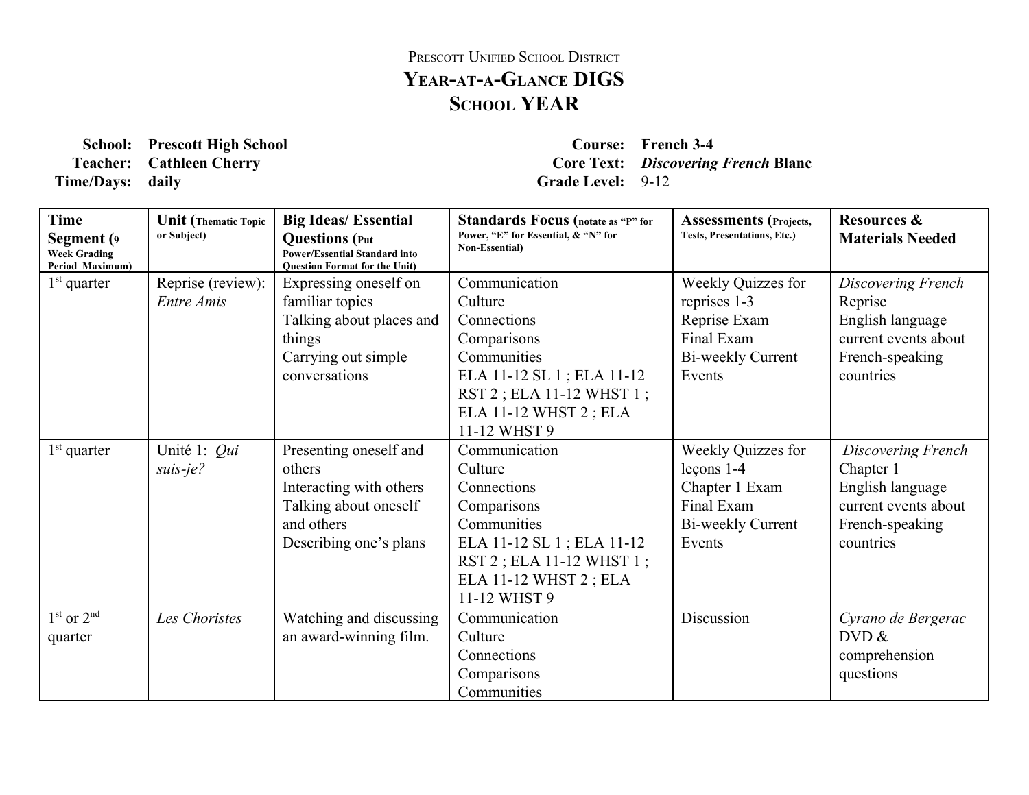Prescott Unified School District

# Year-at-a-Glance DIGS

## School YEAR

**School:** **Prescott High School**
**Teacher:** **Cathleen Cherry**
**Time/Days:** **daily**

**Course:** **French 3-4**
**Core Text:** ***Discovering French* Blanc**
**Grade Level:** 9-12

| **Time Segment (9 Week Grading Period Maximum)** | **Unit (Thematic Topic or Subject)** | **Big Ideas/ Essential Questions (Put Power/Essential Standard into Question Format for the Unit)** | **Standards Focus (notate as "P" for Power, "E" for Essential, & "N" for Non-Essential)** | **Assessments (Projects, Tests, Presentations, Etc.)** | **Resources & Materials Needed** |
|---|---|---|---|---|---|
| 1st quarter | Reprise (review): *Entre Amis* | Expressing oneself on familiar topics<br>Talking about places and things<br>Carrying out simple conversations | Communication<br>Culture<br>Connections<br>Comparisons<br>Communities<br>ELA 11-12 SL 1 ; ELA 11-12 RST 2 ; ELA 11-12 WHST 1 ; ELA 11-12 WHST 2 ; ELA 11-12 WHST 9 | Weekly Quizzes for reprises 1-3<br>Reprise Exam<br>Final Exam<br>Bi-weekly Current Events | *Discovering French* Reprise<br>English language current events about French-speaking countries |
| 1st quarter | Unité 1: *Qui suis-je?* | Presenting oneself and others<br>Interacting with others<br>Talking about oneself and others<br>Describing one's plans | Communication<br>Culture<br>Connections<br>Comparisons<br>Communities<br>ELA 11-12 SL 1 ; ELA 11-12 RST 2 ; ELA 11-12 WHST 1 ; ELA 11-12 WHST 2 ; ELA 11-12 WHST 9 | Weekly Quizzes for leçons 1-4<br>Chapter 1 Exam<br>Final Exam<br>Bi-weekly Current Events | *Discovering French* Chapter 1<br>English language current events about French-speaking countries |
| 1st or 2nd quarter | *Les Choristes* | Watching and discussing an award-winning film. | Communication<br>Culture<br>Connections<br>Comparisons<br>Communities | Discussion | *Cyrano de Bergerac* DVD & comprehension questions |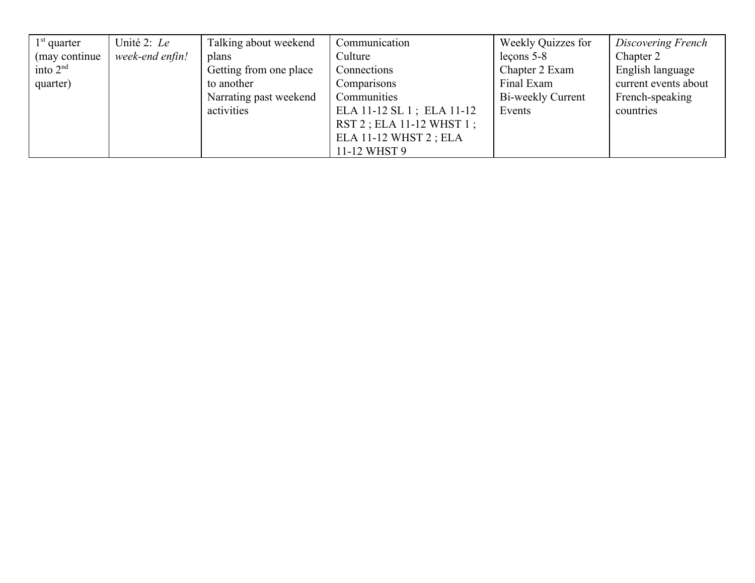| | | | | | |
|---|---|---|---|---|---|
| 1st quarter (may continue into 2nd quarter) | Unité 2: *Le week-end enfin!* | Talking about weekend plans<br>Getting from one place to another<br>Narrating past weekend activities | Communication<br>Culture<br>Connections<br>Comparisons<br>Communities<br>ELA 11-12 SL 1 ; ELA 11-12 RST 2 ; ELA 11-12 WHST 1 ; ELA 11-12 WHST 2 ; ELA 11-12 WHST 9 | Weekly Quizzes for leçons 5-8<br>Chapter 2 Exam<br>Final Exam<br>Bi-weekly Current Events | *Discovering French* Chapter 2<br>English language current events about French-speaking countries |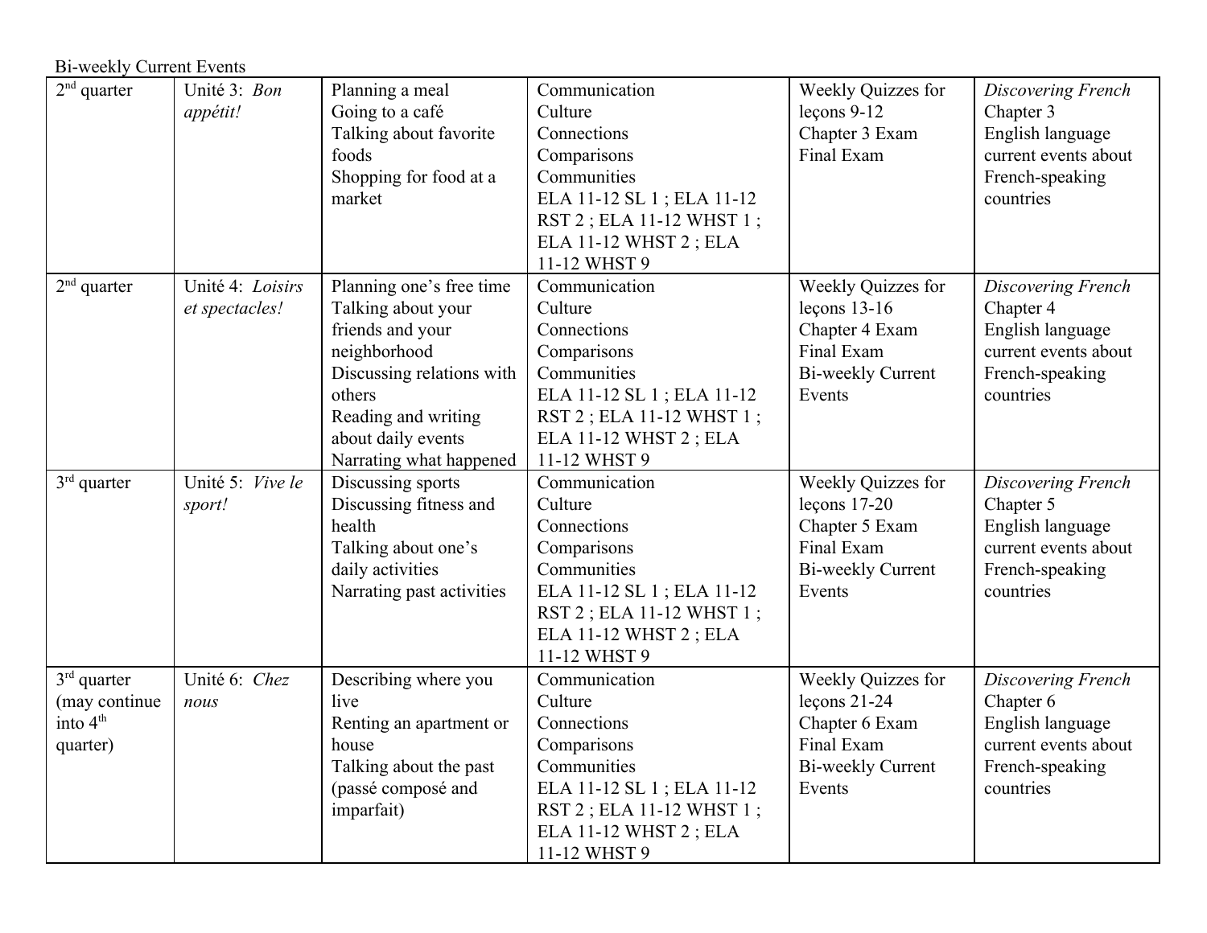Bi-weekly Current Events

| 2nd quarter | Unité 3: *Bon appétit!* | Planning a meal<br>Going to a café<br>Talking about favorite foods<br>Shopping for food at a market | Communication<br>Culture<br>Connections<br>Comparisons<br>Communities<br>ELA 11-12 SL 1 ; ELA 11-12 RST 2 ; ELA 11-12 WHST 1 ; ELA 11-12 WHST 2 ; ELA 11-12 WHST 9 | Weekly Quizzes for leçons 9-12<br>Chapter 3 Exam<br>Final Exam | *Discovering French* Chapter 3<br>English language current events about French-speaking countries |
|---|---|---|---|---|---|
| 2nd quarter | Unité 4: *Loisirs et spectacles!* | Planning one's free time<br>Talking about your friends and your neighborhood<br>Discussing relations with others<br>Reading and writing about daily events<br>Narrating what happened | Communication<br>Culture<br>Connections<br>Comparisons<br>Communities<br>ELA 11-12 SL 1 ; ELA 11-12 RST 2 ; ELA 11-12 WHST 1 ; ELA 11-12 WHST 2 ; ELA 11-12 WHST 9 | Weekly Quizzes for leçons 13-16<br>Chapter 4 Exam<br>Final Exam<br>Bi-weekly Current Events | *Discovering French* Chapter 4<br>English language current events about French-speaking countries |
| 3rd quarter | Unité 5: *Vive le sport!* | Discussing sports<br>Discussing fitness and health<br>Talking about one's daily activities<br>Narrating past activities | Communication<br>Culture<br>Connections<br>Comparisons<br>Communities<br>ELA 11-12 SL 1 ; ELA 11-12 RST 2 ; ELA 11-12 WHST 1 ; ELA 11-12 WHST 2 ; ELA 11-12 WHST 9 | Weekly Quizzes for leçons 17-20<br>Chapter 5 Exam<br>Final Exam<br>Bi-weekly Current Events | *Discovering French* Chapter 5<br>English language current events about French-speaking countries |
| 3rd quarter (may continue into 4th quarter) | Unité 6: *Chez nous* | Describing where you live<br>Renting an apartment or house<br>Talking about the past (passé composé and imparfait) | Communication<br>Culture<br>Connections<br>Comparisons<br>Communities<br>ELA 11-12 SL 1 ; ELA 11-12 RST 2 ; ELA 11-12 WHST 1 ; ELA 11-12 WHST 2 ; ELA 11-12 WHST 9 | Weekly Quizzes for leçons 21-24<br>Chapter 6 Exam<br>Final Exam<br>Bi-weekly Current Events | *Discovering French* Chapter 6<br>English language current events about French-speaking countries |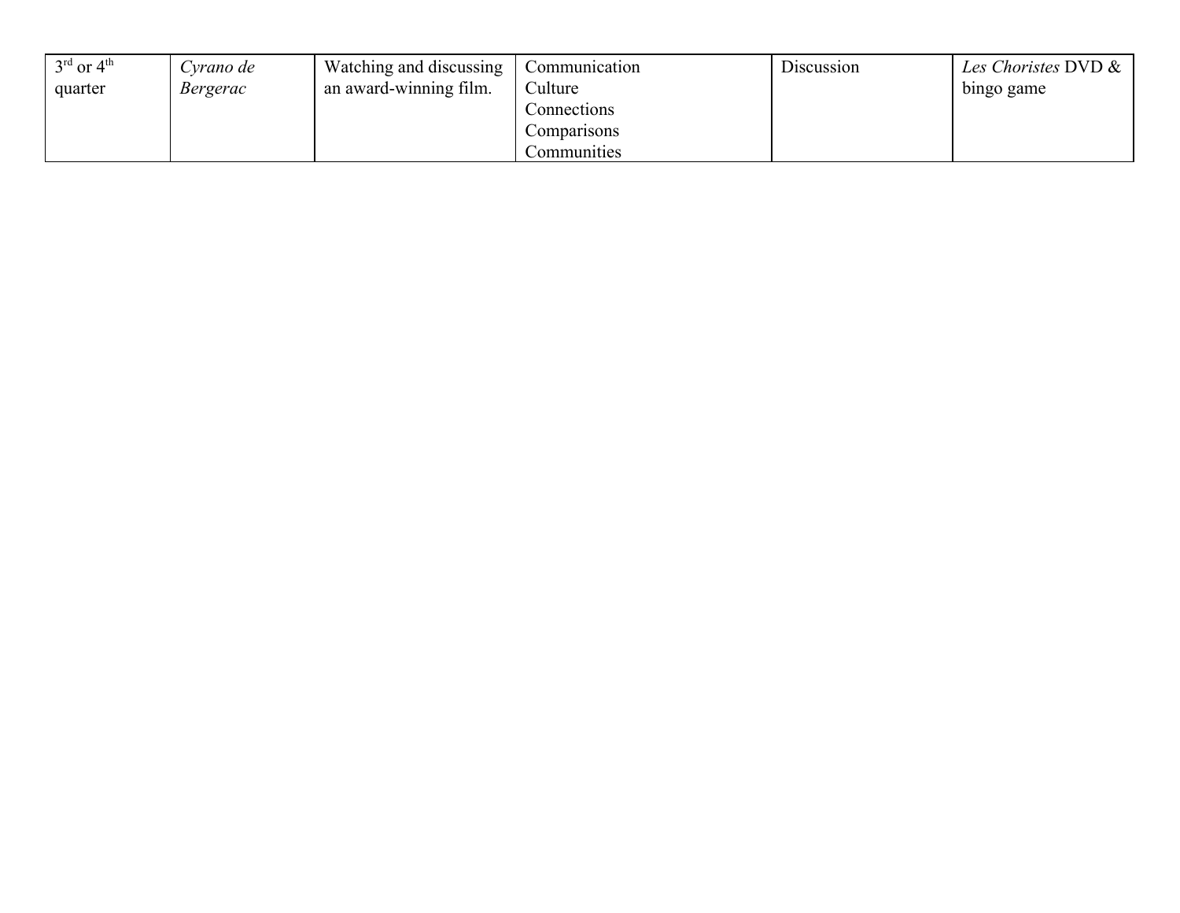| | | | | | |
|---|---|---|---|---|---|
| 3rd or 4th quarter | *Cyrano de Bergerac* | Watching and discussing an award-winning film. | Communication<br>Culture<br>Connections<br>Comparisons<br>Communities | Discussion | *Les Choristes* DVD & bingo game |